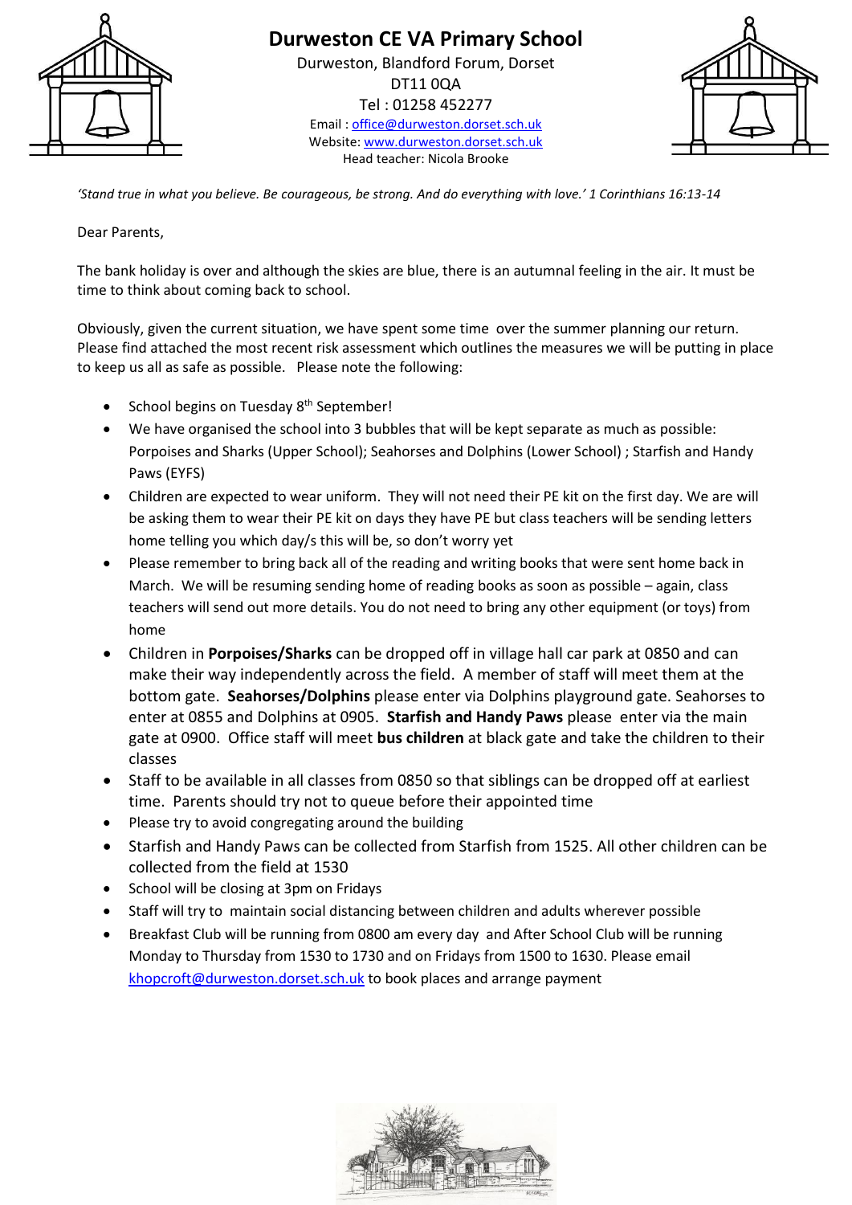# Durweston CE VA Primary School

Durweston, Blandford Forum, Dorset
DT11 0QA
Tel : 01258 452277
Email : office@durweston.dorset.sch.uk
Website: www.durweston.dorset.sch.uk
Head teacher: Nicola Brooke

*'Stand true in what you believe. Be courageous, be strong. And do everything with love.' 1 Corinthians 16:13-14*

Dear Parents,

The bank holiday is over and although the skies are blue, there is an autumnal feeling in the air. It must be time to think about coming back to school.

Obviously, given the current situation, we have spent some time over the summer planning our return. Please find attached the most recent risk assessment which outlines the measures we will be putting in place to keep us all as safe as possible. Please note the following:

- School begins on Tuesday 8th September!
- We have organised the school into 3 bubbles that will be kept separate as much as possible: Porpoises and Sharks (Upper School); Seahorses and Dolphins (Lower School) ; Starfish and Handy Paws (EYFS)
- Children are expected to wear uniform. They will not need their PE kit on the first day. We are will be asking them to wear their PE kit on days they have PE but class teachers will be sending letters home telling you which day/s this will be, so don't worry yet
- Please remember to bring back all of the reading and writing books that were sent home back in March. We will be resuming sending home of reading books as soon as possible – again, class teachers will send out more details. You do not need to bring any other equipment (or toys) from home
- Children in **Porpoises/Sharks** can be dropped off in village hall car park at 0850 and can make their way independently across the field. A member of staff will meet them at the bottom gate. **Seahorses/Dolphins** please enter via Dolphins playground gate. Seahorses to enter at 0855 and Dolphins at 0905. **Starfish and Handy Paws** please enter via the main gate at 0900. Office staff will meet **bus children** at black gate and take the children to their classes
- Staff to be available in all classes from 0850 so that siblings can be dropped off at earliest time. Parents should try not to queue before their appointed time
- Please try to avoid congregating around the building
- Starfish and Handy Paws can be collected from Starfish from 1525. All other children can be collected from the field at 1530
- School will be closing at 3pm on Fridays
- Staff will try to maintain social distancing between children and adults wherever possible
- Breakfast Club will be running from 0800 am every day and After School Club will be running Monday to Thursday from 1530 to 1730 and on Fridays from 1500 to 1630. Please email khopcroft@durweston.dorset.sch.uk to book places and arrange payment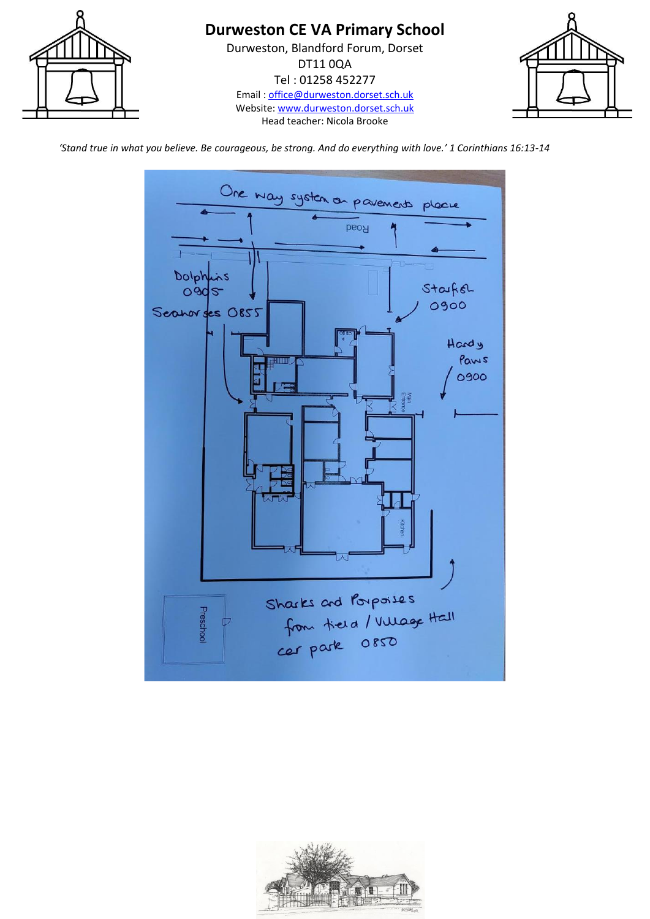# Durweston CE VA Primary School

Durweston, Blandford Forum, Dorset
DT11 0QA
Tel : 01258 452277
Email : office@durweston.dorset.sch.uk
Website: www.durweston.dorset.sch.uk
Head teacher: Nicola Brooke

*'Stand true in what you believe. Be courageous, be strong. And do everything with love.' 1 Corinthians 16:13-14*

One way system on pavements place

Road

Dolphins 0905

Seahorses 0855

Starfish 0900

Handy Paws 0900

Main Entrance

Kitchen

Preschool

Sharks and Porpoises from field / Village Hall car park 0850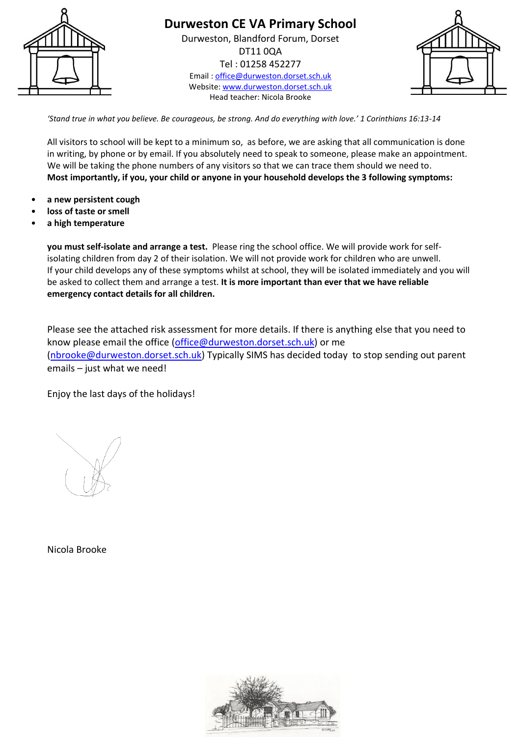# Durweston CE VA Primary School

Durweston, Blandford Forum, Dorset
DT11 0QA
Tel : 01258 452277
Email : office@durweston.dorset.sch.uk
Website: www.durweston.dorset.sch.uk
Head teacher: Nicola Brooke

*'Stand true in what you believe. Be courageous, be strong. And do everything with love.' 1 Corinthians 16:13-14*

All visitors to school will be kept to a minimum so, as before, we are asking that all communication is done in writing, by phone or by email. If you absolutely need to speak to someone, please make an appointment. We will be taking the phone numbers of any visitors so that we can trace them should we need to.
**Most importantly, if you, your child or anyone in your household develops the 3 following symptoms:**

- **a new persistent cough**
- **loss of taste or smell**
- **a high temperature**

**you must self-isolate and arrange a test.** Please ring the school office. We will provide work for self-isolating children from day 2 of their isolation. We will not provide work for children who are unwell.
If your child develops any of these symptoms whilst at school, they will be isolated immediately and you will be asked to collect them and arrange a test. **It is more important than ever that we have reliable emergency contact details for all children.**

Please see the attached risk assessment for more details. If there is anything else that you need to know please email the office (office@durweston.dorset.sch.uk) or me (nbrooke@durweston.dorset.sch.uk) Typically SIMS has decided today to stop sending out parent emails – just what we need!

Enjoy the last days of the holidays!

Nicola Brooke